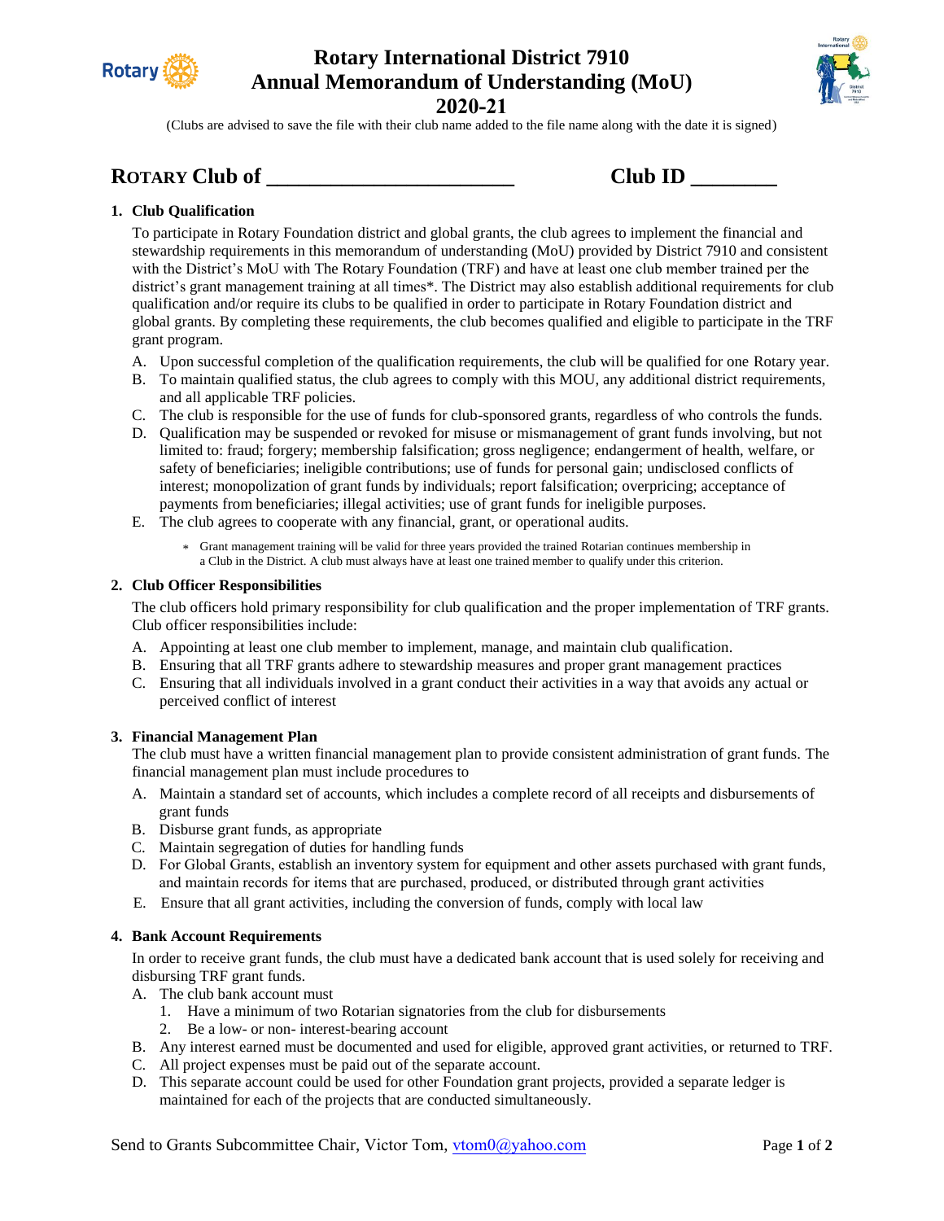# Rotary International District 7910
# Annual Memorandum of Understanding (MoU)
# 2020-21

(Clubs are advised to save the file with their club name added to the file name along with the date it is signed)

## ROTARY Club of ________________________ Club ID ________

### 1. Club Qualification

To participate in Rotary Foundation district and global grants, the club agrees to implement the financial and stewardship requirements in this memorandum of understanding (MoU) provided by District 7910 and consistent with the District's MoU with The Rotary Foundation (TRF) and have at least one club member trained per the district's grant management training at all times*. The District may also establish additional requirements for club qualification and/or require its clubs to be qualified in order to participate in Rotary Foundation district and global grants. By completing these requirements, the club becomes qualified and eligible to participate in the TRF grant program.

A. Upon successful completion of the qualification requirements, the club will be qualified for one Rotary year.
B. To maintain qualified status, the club agrees to comply with this MOU, any additional district requirements, and all applicable TRF policies.
C. The club is responsible for the use of funds for club-sponsored grants, regardless of who controls the funds.
D. Qualification may be suspended or revoked for misuse or mismanagement of grant funds involving, but not limited to: fraud; forgery; membership falsification; gross negligence; endangerment of health, welfare, or safety of beneficiaries; ineligible contributions; use of funds for personal gain; undisclosed conflicts of interest; monopolization of grant funds by individuals; report falsification; overpricing; acceptance of payments from beneficiaries; illegal activities; use of grant funds for ineligible purposes.
E. The club agrees to cooperate with any financial, grant, or operational audits.

* Grant management training will be valid for three years provided the trained Rotarian continues membership in a Club in the District. A club must always have at least one trained member to qualify under this criterion.

### 2. Club Officer Responsibilities

The club officers hold primary responsibility for club qualification and the proper implementation of TRF grants. Club officer responsibilities include:

A. Appointing at least one club member to implement, manage, and maintain club qualification.
B. Ensuring that all TRF grants adhere to stewardship measures and proper grant management practices
C. Ensuring that all individuals involved in a grant conduct their activities in a way that avoids any actual or perceived conflict of interest

### 3. Financial Management Plan

The club must have a written financial management plan to provide consistent administration of grant funds. The financial management plan must include procedures to

A. Maintain a standard set of accounts, which includes a complete record of all receipts and disbursements of grant funds
B. Disburse grant funds, as appropriate
C. Maintain segregation of duties for handling funds
D. For Global Grants, establish an inventory system for equipment and other assets purchased with grant funds, and maintain records for items that are purchased, produced, or distributed through grant activities
E. Ensure that all grant activities, including the conversion of funds, comply with local law

### 4. Bank Account Requirements

In order to receive grant funds, the club must have a dedicated bank account that is used solely for receiving and disbursing TRF grant funds.

A. The club bank account must
   1. Have a minimum of two Rotarian signatories from the club for disbursements
   2. Be a low- or non- interest-bearing account
B. Any interest earned must be documented and used for eligible, approved grant activities, or returned to TRF.
C. All project expenses must be paid out of the separate account.
D. This separate account could be used for other Foundation grant projects, provided a separate ledger is maintained for each of the projects that are conducted simultaneously.

Send to Grants Subcommittee Chair, Victor Tom, vtom0@yahoo.com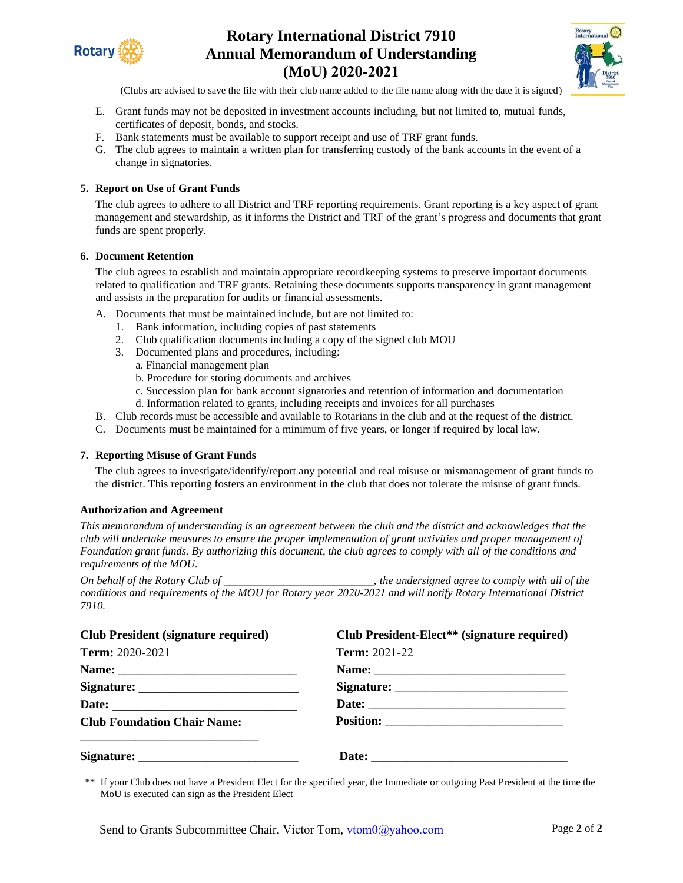# Rotary International District 7910 Annual Memorandum of Understanding (MoU) 2020-2021

(Clubs are advised to save the file with their club name added to the file name along with the date it is signed)

E. Grant funds may not be deposited in investment accounts including, but not limited to, mutual funds, certificates of deposit, bonds, and stocks.
F. Bank statements must be available to support receipt and use of TRF grant funds.
G. The club agrees to maintain a written plan for transferring custody of the bank accounts in the event of a change in signatories.

**5. Report on Use of Grant Funds**

The club agrees to adhere to all District and TRF reporting requirements. Grant reporting is a key aspect of grant management and stewardship, as it informs the District and TRF of the grant's progress and documents that grant funds are spent properly.

**6. Document Retention**

The club agrees to establish and maintain appropriate recordkeeping systems to preserve important documents related to qualification and TRF grants. Retaining these documents supports transparency in grant management and assists in the preparation for audits or financial assessments.

A. Documents that must be maintained include, but are not limited to:
   1. Bank information, including copies of past statements
   2. Club qualification documents including a copy of the signed club MOU
   3. Documented plans and procedures, including:
      a. Financial management plan
      b. Procedure for storing documents and archives
      c. Succession plan for bank account signatories and retention of information and documentation
      d. Information related to grants, including receipts and invoices for all purchases

B. Club records must be accessible and available to Rotarians in the club and at the request of the district.
C. Documents must be maintained for a minimum of five years, or longer if required by local law.

**7. Reporting Misuse of Grant Funds**

The club agrees to investigate/identify/report any potential and real misuse or mismanagement of grant funds to the district. This reporting fosters an environment in the club that does not tolerate the misuse of grant funds.

**Authorization and Agreement**

*This memorandum of understanding is an agreement between the club and the district and acknowledges that the club will undertake measures to ensure the proper implementation of grant activities and proper management of Foundation grant funds. By authorizing this document, the club agrees to comply with all of the conditions and requirements of the MOU.*

*On behalf of the Rotary Club of ___________________________, the undersigned agree to comply with all of the conditions and requirements of the MOU for Rotary year 2020-2021 and will notify Rotary International District 7910.*

**Club President (signature required)**

**Term:** 2020-2021

**Name:** ______________________________

**Signature:** __________________________

**Date:** _______________________________

**Club Foundation Chair Name:** ______________________________

**Signature:** __________________________

**Club President-Elect\*\* (signature required)**

**Term:** 2021-22

**Name:** ________________________________

**Signature:** ____________________________

**Date:** _________________________________

**Position:** ______________________________

**Date:** _________________________________

\*\* If your Club does not have a President Elect for the specified year, the Immediate or outgoing Past President at the time the MoU is executed can sign as the President Elect

Send to Grants Subcommittee Chair, Victor Tom, vtom0@yahoo.com